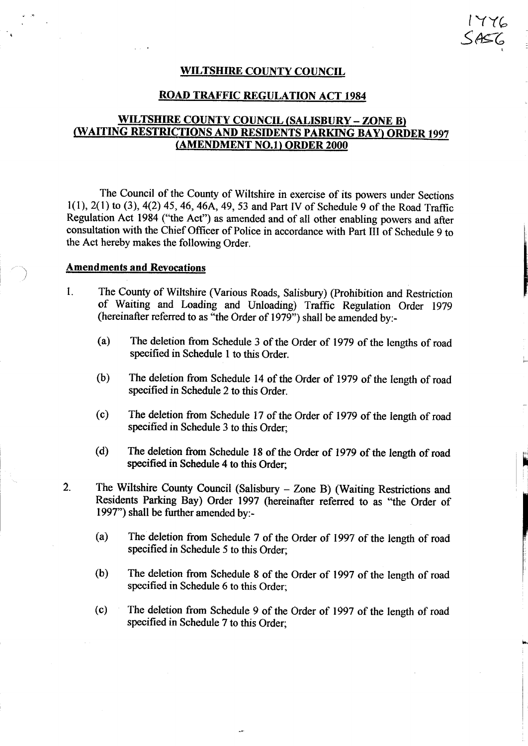1776
SAS6

# WILTSHIRE COUNTY COUNCIL

## ROAD TRAFFIC REGULATION ACT 1984

## WILTSHIRE COUNTY COUNCIL (SALISBURY – ZONE B) (WAITING RESTRICTIONS AND RESIDENTS PARKING BAY) ORDER 1997 (AMENDMENT NO.1) ORDER 2000

The Council of the County of Wiltshire in exercise of its powers under Sections 1(1), 2(1) to (3), 4(2) 45, 46, 46A, 49, 53 and Part IV of Schedule 9 of the Road Traffic Regulation Act 1984 ("the Act") as amended and of all other enabling powers and after consultation with the Chief Officer of Police in accordance with Part III of Schedule 9 to the Act hereby makes the following Order.

**Amendments and Revocations**

1. The County of Wiltshire (Various Roads, Salisbury) (Prohibition and Restriction of Waiting and Loading and Unloading) Traffic Regulation Order 1979 (hereinafter referred to as "the Order of 1979") shall be amended by:-

   (a) The deletion from Schedule 3 of the Order of 1979 of the lengths of road specified in Schedule 1 to this Order.

   (b) The deletion from Schedule 14 of the Order of 1979 of the length of road specified in Schedule 2 to this Order.

   (c) The deletion from Schedule 17 of the Order of 1979 of the length of road specified in Schedule 3 to this Order;

   (d) The deletion from Schedule 18 of the Order of 1979 of the length of road specified in Schedule 4 to this Order;

2. The Wiltshire County Council (Salisbury – Zone B) (Waiting Restrictions and Residents Parking Bay) Order 1997 (hereinafter referred to as "the Order of 1997") shall be further amended by:-

   (a) The deletion from Schedule 7 of the Order of 1997 of the length of road specified in Schedule 5 to this Order;

   (b) The deletion from Schedule 8 of the Order of 1997 of the length of road specified in Schedule 6 to this Order;

   (c) The deletion from Schedule 9 of the Order of 1997 of the length of road specified in Schedule 7 to this Order;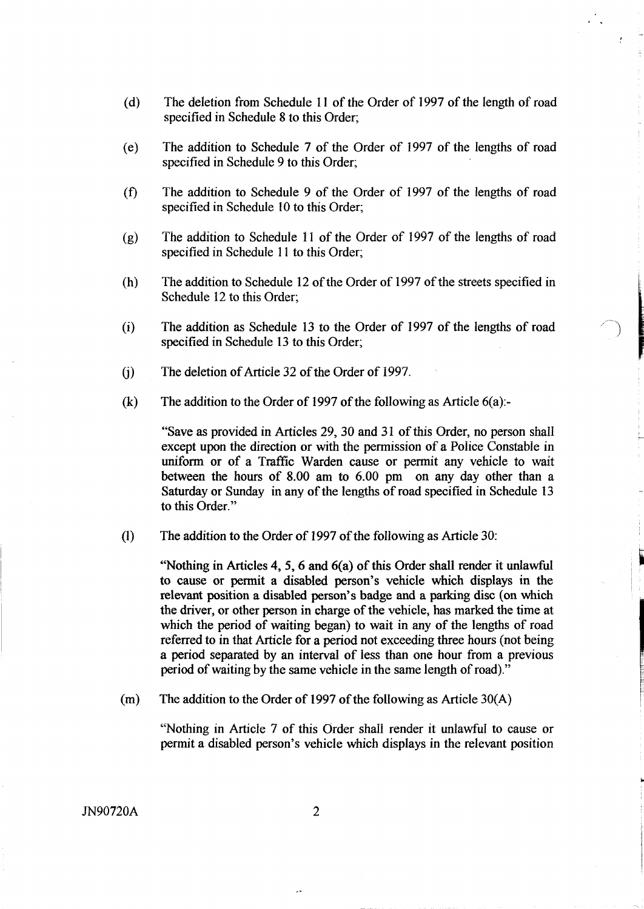(d) The deletion from Schedule 11 of the Order of 1997 of the length of road specified in Schedule 8 to this Order;

(e) The addition to Schedule 7 of the Order of 1997 of the lengths of road specified in Schedule 9 to this Order;

(f) The addition to Schedule 9 of the Order of 1997 of the lengths of road specified in Schedule 10 to this Order;

(g) The addition to Schedule 11 of the Order of 1997 of the lengths of road specified in Schedule 11 to this Order;

(h) The addition to Schedule 12 of the Order of 1997 of the streets specified in Schedule 12 to this Order;

(i) The addition as Schedule 13 to the Order of 1997 of the lengths of road specified in Schedule 13 to this Order;

(j) The deletion of Article 32 of the Order of 1997.

(k) The addition to the Order of 1997 of the following as Article 6(a):-

"Save as provided in Articles 29, 30 and 31 of this Order, no person shall except upon the direction or with the permission of a Police Constable in uniform or of a Traffic Warden cause or permit any vehicle to wait between the hours of 8.00 am to 6.00 pm on any day other than a Saturday or Sunday in any of the lengths of road specified in Schedule 13 to this Order."

(l) The addition to the Order of 1997 of the following as Article 30:

"Nothing in Articles 4, 5, 6 and 6(a) of this Order shall render it unlawful to cause or permit a disabled person's vehicle which displays in the relevant position a disabled person's badge and a parking disc (on which the driver, or other person in charge of the vehicle, has marked the time at which the period of waiting began) to wait in any of the lengths of road referred to in that Article for a period not exceeding three hours (not being a period separated by an interval of less than one hour from a previous period of waiting by the same vehicle in the same length of road)."

(m) The addition to the Order of 1997 of the following as Article 30(A)

"Nothing in Article 7 of this Order shall render it unlawful to cause or permit a disabled person's vehicle which displays in the relevant position

JN90720A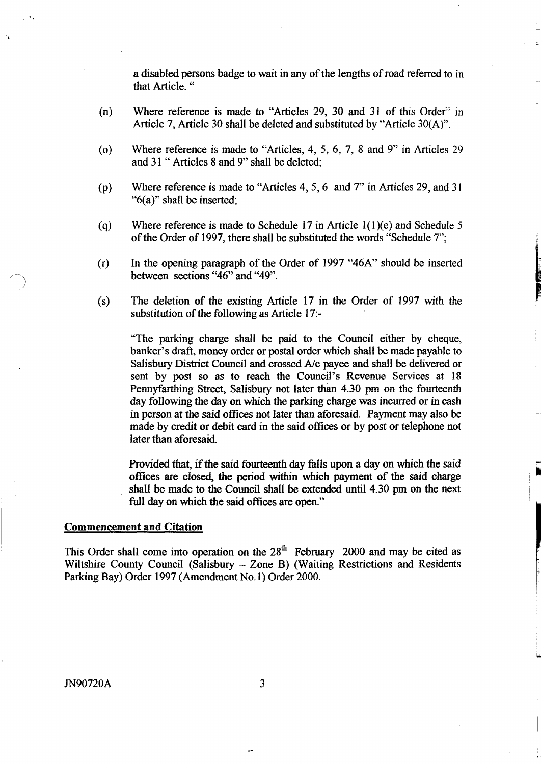a disabled persons badge to wait in any of the lengths of road referred to in that Article. "

(n) Where reference is made to "Articles 29, 30 and 31 of this Order" in Article 7, Article 30 shall be deleted and substituted by "Article 30(A)".

(o) Where reference is made to "Articles, 4, 5, 6, 7, 8 and 9" in Articles 29 and 31 " Articles 8 and 9" shall be deleted;

(p) Where reference is made to "Articles 4, 5, 6 and 7" in Articles 29, and 31 "6(a)" shall be inserted;

(q) Where reference is made to Schedule 17 in Article 1(1)(e) and Schedule 5 of the Order of 1997, there shall be substituted the words "Schedule 7";

(r) In the opening paragraph of the Order of 1997 "46A" should be inserted between sections "46" and "49".

(s) The deletion of the existing Article 17 in the Order of 1997 with the substitution of the following as Article 17:-

"The parking charge shall be paid to the Council either by cheque, banker's draft, money order or postal order which shall be made payable to Salisbury District Council and crossed A/c payee and shall be delivered or sent by post so as to reach the Council's Revenue Services at 18 Pennyfarthing Street, Salisbury not later than 4.30 pm on the fourteenth day following the day on which the parking charge was incurred or in cash in person at the said offices not later than aforesaid. Payment may also be made by credit or debit card in the said offices or by post or telephone not later than aforesaid.

Provided that, if the said fourteenth day falls upon a day on which the said offices are closed, the period within which payment of the said charge shall be made to the Council shall be extended until 4.30 pm on the next full day on which the said offices are open."

**Commencement and Citation**

This Order shall come into operation on the 28th February 2000 and may be cited as Wiltshire County Council (Salisbury – Zone B) (Waiting Restrictions and Residents Parking Bay) Order 1997 (Amendment No.1) Order 2000.

JN90720A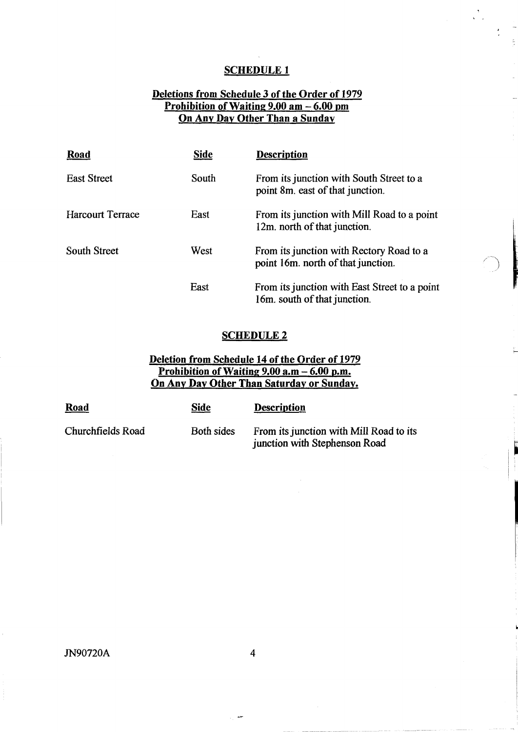## SCHEDULE 1

**Deletions from Schedule 3 of the Order of 1979**
**Prohibition of Waiting 9.00 am – 6.00 pm**
**On Any Day Other Than a Sunday**

| Road | Side | Description |
|---|---|---|
| East Street | South | From its junction with South Street to a point 8m. east of that junction. |
| Harcourt Terrace | East | From its junction with Mill Road to a point 12m. north of that junction. |
| South Street | West | From its junction with Rectory Road to a point 16m. north of that junction. |
| | East | From its junction with East Street to a point 16m. south of that junction. |

## SCHEDULE 2

**Deletion from Schedule 14 of the Order of 1979**
**Prohibition of Waiting 9.00 a.m – 6.00 p.m.**
**On Any Day Other Than Saturday or Sunday.**

| Road | Side | Description |
|---|---|---|
| Churchfields Road | Both sides | From its junction with Mill Road to its junction with Stephenson Road |

JN90720A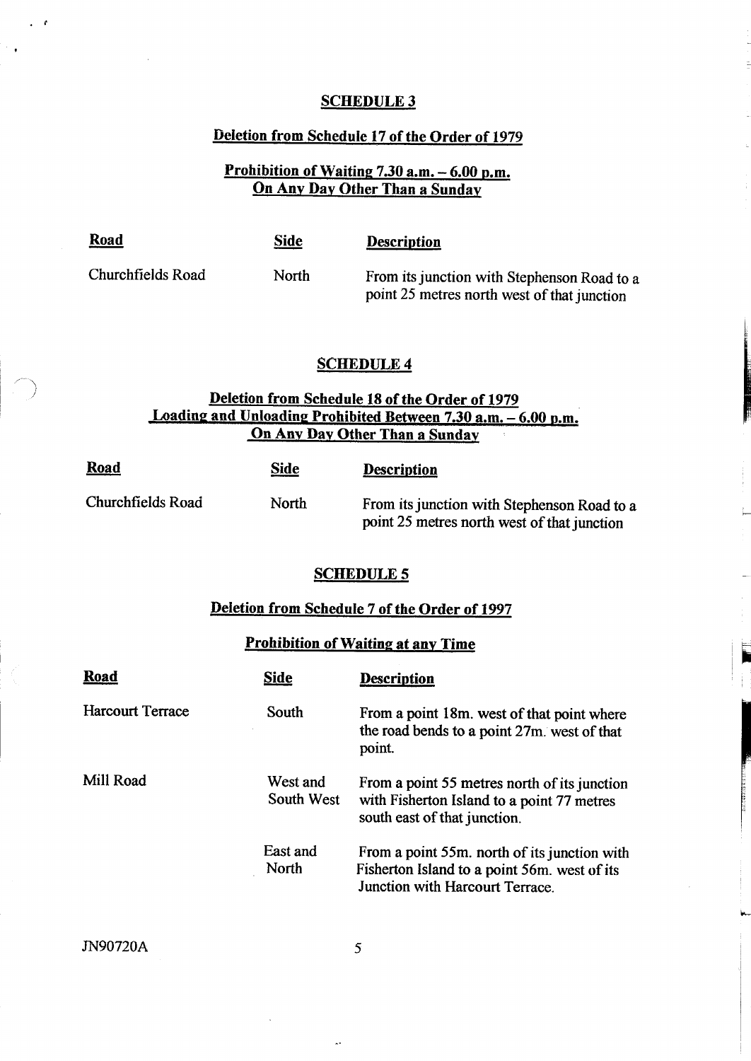## SCHEDULE 3

### Deletion from Schedule 17 of the Order of 1979

### Prohibition of Waiting 7.30 a.m. – 6.00 p.m. On Any Day Other Than a Sunday

| Road | Side | Description |
|---|---|---|
| Churchfields Road | North | From its junction with Stephenson Road to a point 25 metres north west of that junction |

## SCHEDULE 4

### Deletion from Schedule 18 of the Order of 1979 Loading and Unloading Prohibited Between 7.30 a.m. – 6.00 p.m. On Any Day Other Than a Sunday

| Road | Side | Description |
|---|---|---|
| Churchfields Road | North | From its junction with Stephenson Road to a point 25 metres north west of that junction |

## SCHEDULE 5

### Deletion from Schedule 7 of the Order of 1997

### Prohibition of Waiting at any Time

| Road | Side | Description |
|---|---|---|
| Harcourt Terrace | South | From a point 18m. west of that point where the road bends to a point 27m. west of that point. |
| Mill Road | West and South West | From a point 55 metres north of its junction with Fisherton Island to a point 77 metres south east of that junction. |
| | East and North | From a point 55m. north of its junction with Fisherton Island to a point 56m. west of its Junction with Harcourt Terrace. |

JN90720A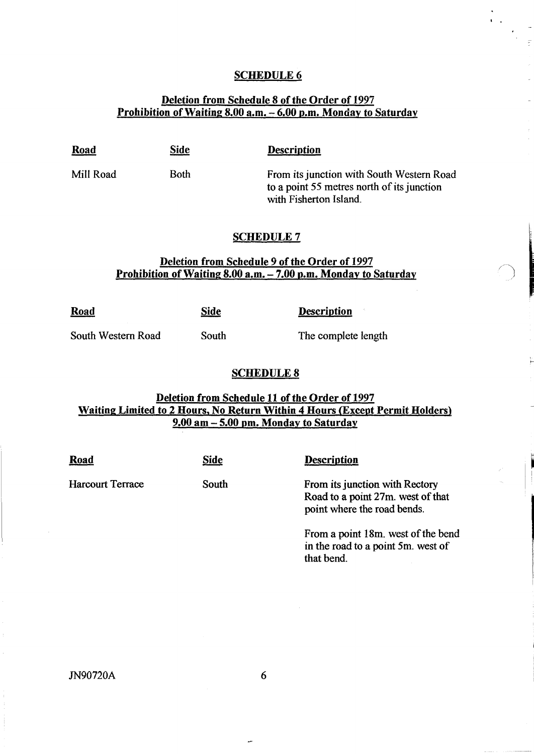## SCHEDULE 6

### Deletion from Schedule 8 of the Order of 1997
### Prohibition of Waiting 8.00 a.m. – 6.00 p.m. Monday to Saturday

| Road | Side | Description |
|---|---|---|
| Mill Road | Both | From its junction with South Western Road to a point 55 metres north of its junction with Fisherton Island. |

## SCHEDULE 7

### Deletion from Schedule 9 of the Order of 1997
### Prohibition of Waiting 8.00 a.m. – 7.00 p.m. Monday to Saturday

| Road | Side | Description |
|---|---|---|
| South Western Road | South | The complete length |

## SCHEDULE 8

### Deletion from Schedule 11 of the Order of 1997
### Waiting Limited to 2 Hours, No Return Within 4 Hours (Except Permit Holders) 9.00 am – 5.00 pm. Monday to Saturday

| Road | Side | Description |
|---|---|---|
| Harcourt Terrace | South | From its junction with Rectory Road to a point 27m. west of that point where the road bends. |
| | | From a point 18m. west of the bend in the road to a point 5m. west of that bend. |

JN90720A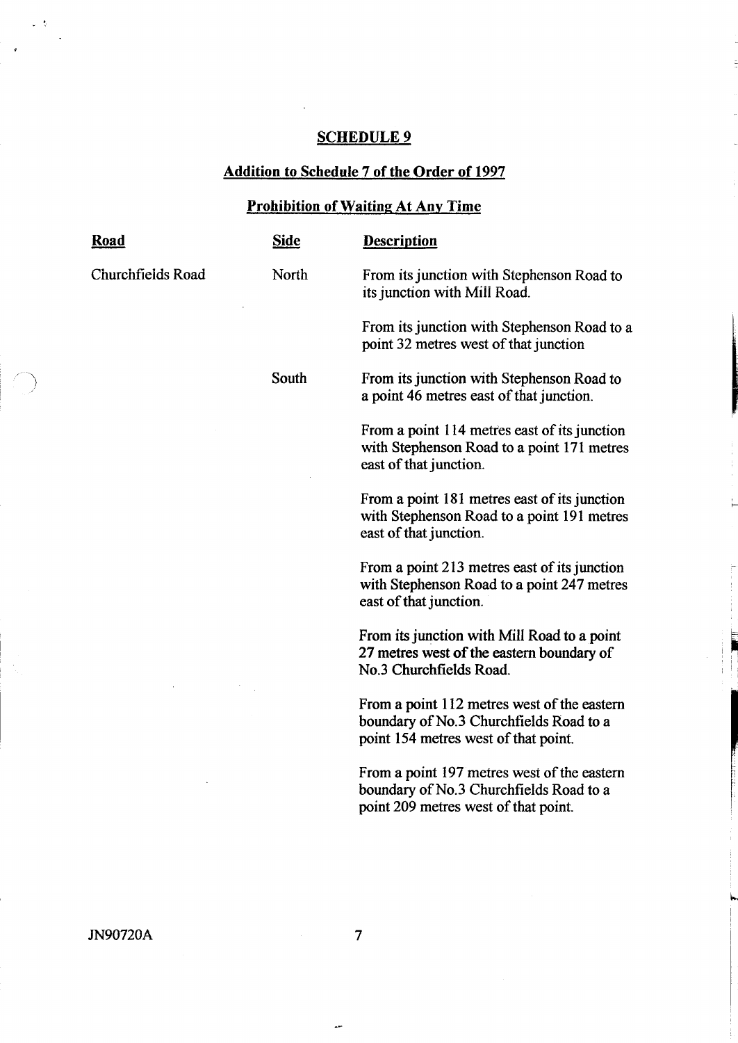## SCHEDULE 9

### Addition to Schedule 7 of the Order of 1997

### Prohibition of Waiting At Any Time

| Road | Side | Description |
|---|---|---|
| Churchfields Road | North | From its junction with Stephenson Road to its junction with Mill Road. |
| | | From its junction with Stephenson Road to a point 32 metres west of that junction |
| | South | From its junction with Stephenson Road to a point 46 metres east of that junction. |
| | | From a point 114 metres east of its junction with Stephenson Road to a point 171 metres east of that junction. |
| | | From a point 181 metres east of its junction with Stephenson Road to a point 191 metres east of that junction. |
| | | From a point 213 metres east of its junction with Stephenson Road to a point 247 metres east of that junction. |
| | | From its junction with Mill Road to a point 27 metres west of the eastern boundary of No.3 Churchfields Road. |
| | | From a point 112 metres west of the eastern boundary of No.3 Churchfields Road to a point 154 metres west of that point. |
| | | From a point 197 metres west of the eastern boundary of No.3 Churchfields Road to a point 209 metres west of that point. |

JN90720A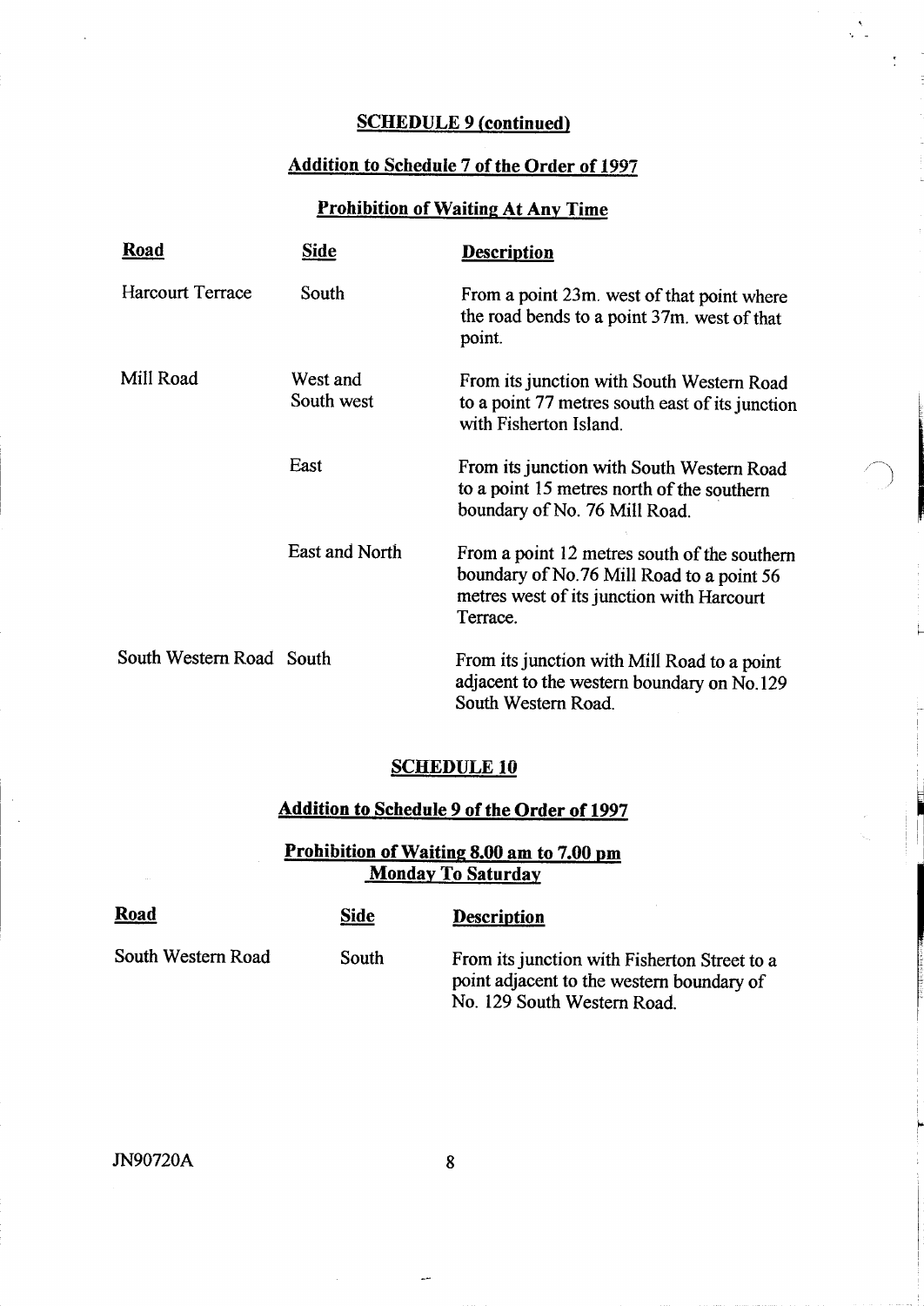## SCHEDULE 9 (continued)

### Addition to Schedule 7 of the Order of 1997

### Prohibition of Waiting At Any Time

| Road | Side | Description |
|---|---|---|
| Harcourt Terrace | South | From a point 23m. west of that point where the road bends to a point 37m. west of that point. |
| Mill Road | West and South west | From its junction with South Western Road to a point 77 metres south east of its junction with Fisherton Island. |
| | East | From its junction with South Western Road to a point 15 metres north of the southern boundary of No. 76 Mill Road. |
| | East and North | From a point 12 metres south of the southern boundary of No.76 Mill Road to a point 56 metres west of its junction with Harcourt Terrace. |
| South Western Road | South | From its junction with Mill Road to a point adjacent to the western boundary on No.129 South Western Road. |

## SCHEDULE 10

### Addition to Schedule 9 of the Order of 1997

### Prohibition of Waiting 8.00 am to 7.00 pm Monday To Saturday

| Road | Side | Description |
|---|---|---|
| South Western Road | South | From its junction with Fisherton Street to a point adjacent to the western boundary of No. 129 South Western Road. |

JN90720A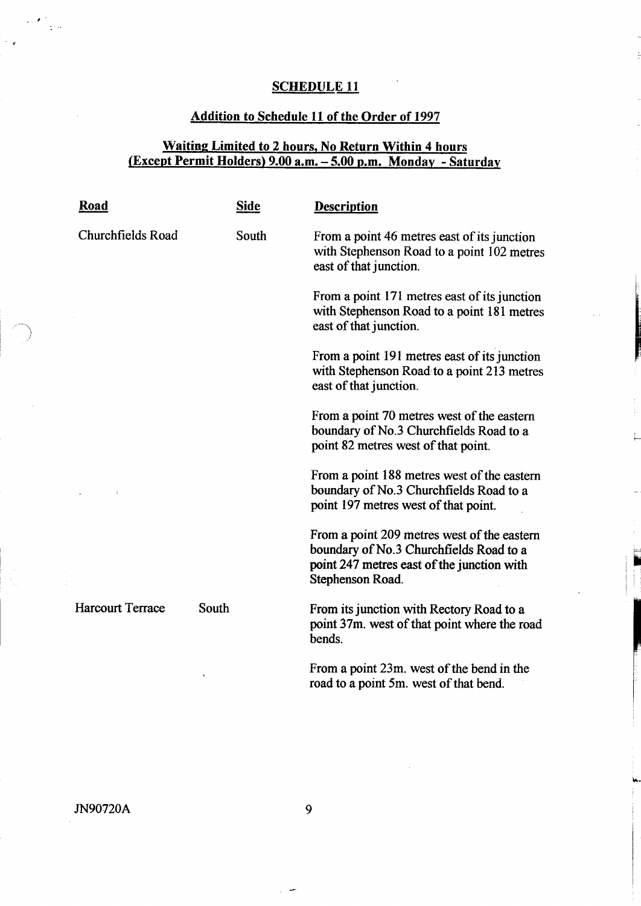## SCHEDULE 11

### Addition to Schedule 11 of the Order of 1997

### Waiting Limited to 2 hours, No Return Within 4 hours (Except Permit Holders) 9.00 a.m. – 5.00 p.m. Monday - Saturday

| Road | Side | Description |
|---|---|---|
| Churchfields Road | South | From a point 46 metres east of its junction with Stephenson Road to a point 102 metres east of that junction. |
| | | From a point 171 metres east of its junction with Stephenson Road to a point 181 metres east of that junction. |
| | | From a point 191 metres east of its junction with Stephenson Road to a point 213 metres east of that junction. |
| | | From a point 70 metres west of the eastern boundary of No.3 Churchfields Road to a point 82 metres west of that point. |
| | | From a point 188 metres west of the eastern boundary of No.3 Churchfields Road to a point 197 metres west of that point. |
| | | From a point 209 metres west of the eastern boundary of No.3 Churchfields Road to a point 247 metres east of the junction with Stephenson Road. |
| Harcourt Terrace | South | From its junction with Rectory Road to a point 37m. west of that point where the road bends. |
| | | From a point 23m. west of the bend in the road to a point 5m. west of that bend. |

JN90720A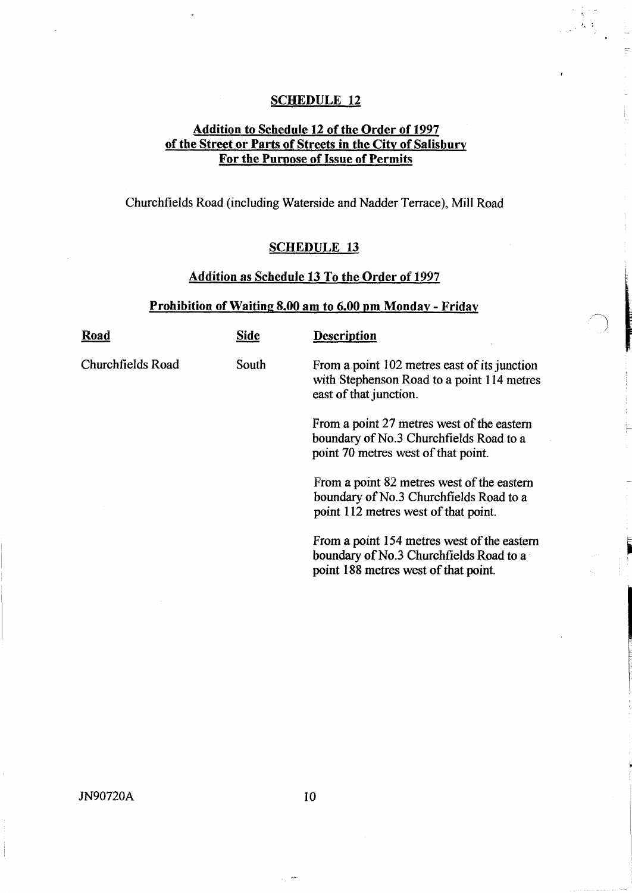## SCHEDULE 12

### Addition to Schedule 12 of the Order of 1997 of the Street or Parts of Streets in the City of Salisbury For the Purpose of Issue of Permits

Churchfields Road (including Waterside and Nadder Terrace), Mill Road

## SCHEDULE 13

### Addition as Schedule 13 To the Order of 1997

### Prohibition of Waiting 8.00 am to 6.00 pm Monday - Friday

| Road | Side | Description |
|---|---|---|
| Churchfields Road | South | From a point 102 metres east of its junction with Stephenson Road to a point 114 metres east of that junction. |
| | | From a point 27 metres west of the eastern boundary of No.3 Churchfields Road to a point 70 metres west of that point. |
| | | From a point 82 metres west of the eastern boundary of No.3 Churchfields Road to a point 112 metres west of that point. |
| | | From a point 154 metres west of the eastern boundary of No.3 Churchfields Road to a point 188 metres west of that point. |

JN90720A